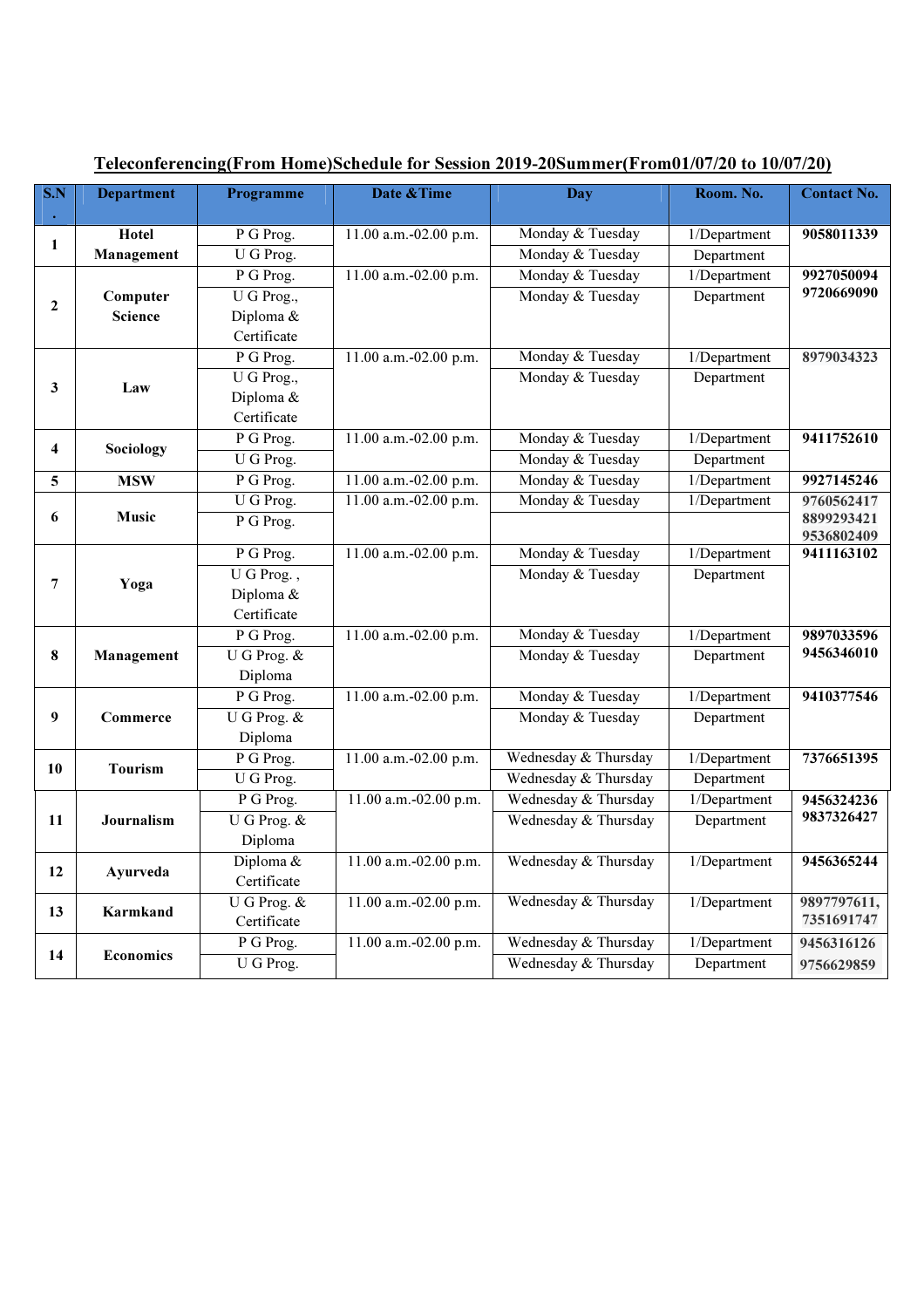# Teleconferencing(From Home)Schedule for Session 2019-20Summer(From01/07/20 to 10/07/20)

| S.N. | Department | Programme | Date &Time | Day | Room. No. | Contact No. |
|---|---|---|---|---|---|---|
| 1 | Hotel Management | P G Prog. | 11.00 a.m.-02.00 p.m. | Monday & Tuesday | 1/Department | 9058011339 |
| | | U G Prog. | | Monday & Tuesday | Department | |
| 2 | Computer Science | P G Prog. | 11.00 a.m.-02.00 p.m. | Monday & Tuesday | 1/Department | 9927050094 9720669090 |
| | | U G Prog., Diploma & Certificate | | Monday & Tuesday | Department | |
| 3 | Law | P G Prog. | 11.00 a.m.-02.00 p.m. | Monday & Tuesday | 1/Department | 8979034323 |
| | | U G Prog., Diploma & Certificate | | Monday & Tuesday | Department | |
| 4 | Sociology | P G Prog. | 11.00 a.m.-02.00 p.m. | Monday & Tuesday | 1/Department | 9411752610 |
| | | U G Prog. | | Monday & Tuesday | Department | |
| 5 | MSW | P G Prog. | 11.00 a.m.-02.00 p.m. | Monday & Tuesday | 1/Department | 9927145246 |
| 6 | Music | U G Prog. | 11.00 a.m.-02.00 p.m. | Monday & Tuesday | 1/Department | 9760562417 8899293421 9536802409 |
| | | P G Prog. | | | | |
| 7 | Yoga | P G Prog. | 11.00 a.m.-02.00 p.m. | Monday & Tuesday | 1/Department | 9411163102 |
| | | U G Prog. , Diploma & Certificate | | Monday & Tuesday | Department | |
| 8 | Management | P G Prog. | 11.00 a.m.-02.00 p.m. | Monday & Tuesday | 1/Department | 9897033596 9456346010 |
| | | U G Prog. & Diploma | | Monday & Tuesday | Department | |
| 9 | Commerce | P G Prog. | 11.00 a.m.-02.00 p.m. | Monday & Tuesday | 1/Department | 9410377546 |
| | | U G Prog. & Diploma | | Monday & Tuesday | Department | |
| 10 | Tourism | P G Prog. | 11.00 a.m.-02.00 p.m. | Wednesday & Thursday | 1/Department | 7376651395 |
| | | U G Prog. | | Wednesday & Thursday | Department | |
| 11 | Journalism | P G Prog. | 11.00 a.m.-02.00 p.m. | Wednesday & Thursday | 1/Department | 9456324236 9837326427 |
| | | U G Prog. & Diploma | | Wednesday & Thursday | Department | |
| 12 | Ayurveda | Diploma & Certificate | 11.00 a.m.-02.00 p.m. | Wednesday & Thursday | 1/Department | 9456365244 |
| 13 | Karmkand | U G Prog. & Certificate | 11.00 a.m.-02.00 p.m. | Wednesday & Thursday | 1/Department | 9897797611, 7351691747 |
| 14 | Economics | P G Prog. | 11.00 a.m.-02.00 p.m. | Wednesday & Thursday | 1/Department | 9456316126 9756629859 |
| | | U G Prog. | | Wednesday & Thursday | Department | |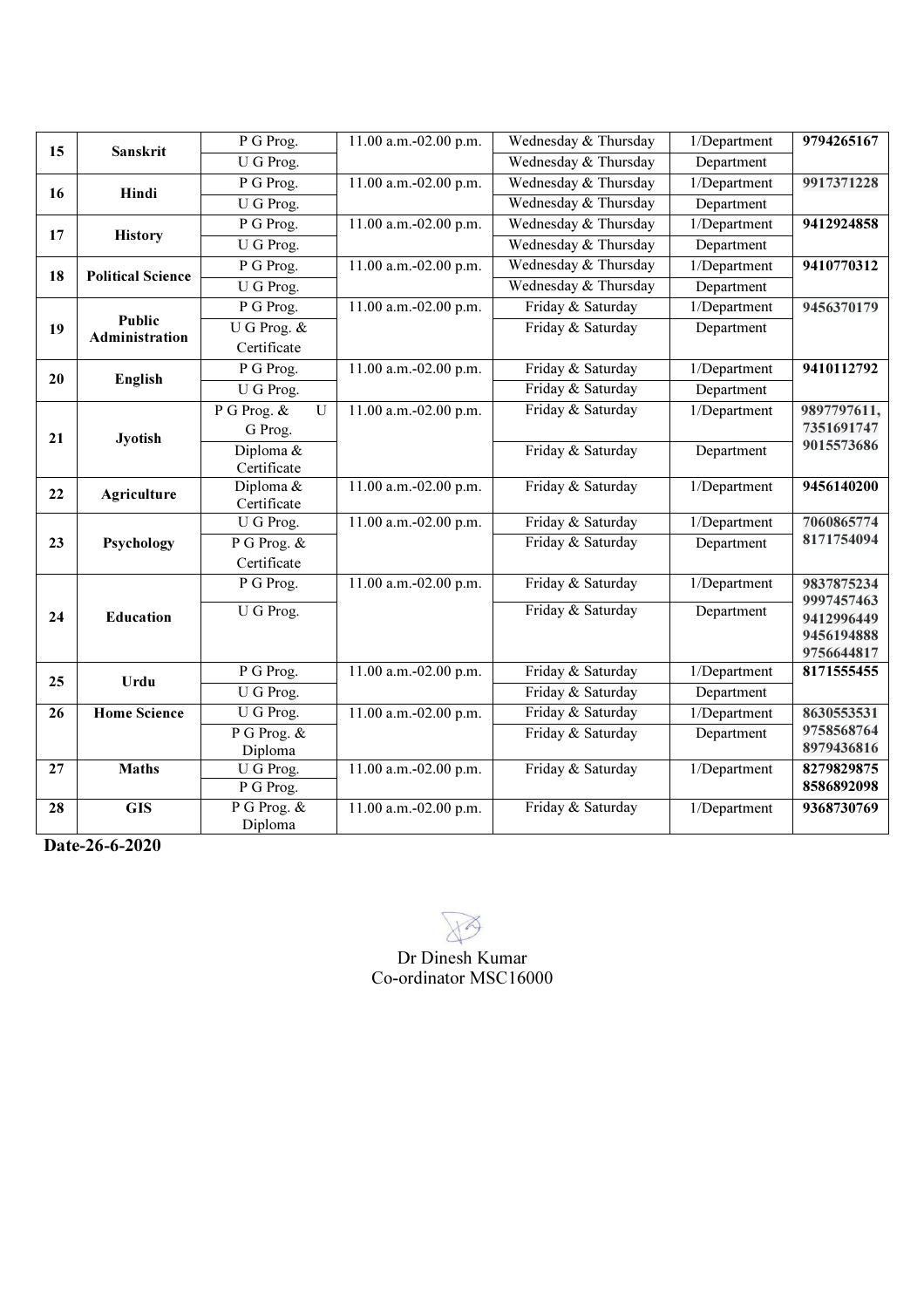| | | | | | | |
|---|---|---|---|---|---|---|
| 15 | **Sanskrit** | P G Prog. | 11.00 a.m.-02.00 p.m. | Wednesday & Thursday | 1/Department | **9794265167** |
| | | U G Prog. | | Wednesday & Thursday | Department | |
| 16 | **Hindi** | P G Prog. | 11.00 a.m.-02.00 p.m. | Wednesday & Thursday | 1/Department | **9917371228** |
| | | U G Prog. | | Wednesday & Thursday | Department | |
| 17 | **History** | P G Prog. | 11.00 a.m.-02.00 p.m. | Wednesday & Thursday | 1/Department | **9412924858** |
| | | U G Prog. | | Wednesday & Thursday | Department | |
| 18 | **Political Science** | P G Prog. | 11.00 a.m.-02.00 p.m. | Wednesday & Thursday | 1/Department | **9410770312** |
| | | U G Prog. | | Wednesday & Thursday | Department | |
| 19 | **Public Administration** | P G Prog. | 11.00 a.m.-02.00 p.m. | Friday & Saturday | 1/Department | **9456370179** |
| | | U G Prog. & Certificate | | Friday & Saturday | Department | |
| 20 | **English** | P G Prog. | 11.00 a.m.-02.00 p.m. | Friday & Saturday | 1/Department | **9410112792** |
| | | U G Prog. | | Friday & Saturday | Department | |
| 21 | **Jyotish** | P G Prog. & U G Prog. | 11.00 a.m.-02.00 p.m. | Friday & Saturday | 1/Department | **9897797611, 7351691747 9015573686** |
| | | Diploma & Certificate | | Friday & Saturday | Department | |
| 22 | **Agriculture** | Diploma & Certificate | 11.00 a.m.-02.00 p.m. | Friday & Saturday | 1/Department | **9456140200** |
| 23 | **Psychology** | U G Prog. | 11.00 a.m.-02.00 p.m. | Friday & Saturday | 1/Department | **7060865774 8171754094** |
| | | P G Prog. & Certificate | | Friday & Saturday | Department | |
| 24 | **Education** | P G Prog. | 11.00 a.m.-02.00 p.m. | Friday & Saturday | 1/Department | **9837875234 9997457463 9412996449 9456194888 9756644817** |
| | | U G Prog. | | Friday & Saturday | Department | |
| 25 | **Urdu** | P G Prog. | 11.00 a.m.-02.00 p.m. | Friday & Saturday | 1/Department | **8171555455** |
| | | U G Prog. | | Friday & Saturday | Department | |
| 26 | **Home Science** | U G Prog. | 11.00 a.m.-02.00 p.m. | Friday & Saturday | 1/Department | **8630553531 9758568764 8979436816** |
| | | P G Prog. & Diploma | | Friday & Saturday | Department | |
| 27 | **Maths** | U G Prog. | 11.00 a.m.-02.00 p.m. | Friday & Saturday | 1/Department | **8279829875 8586892098** |
| | | P G Prog. | | | | |
| 28 | **GIS** | P G Prog. & Diploma | 11.00 a.m.-02.00 p.m. | Friday & Saturday | 1/Department | **9368730769** |

**Date-26-6-2020**

Dr Dinesh Kumar
Co-ordinator MSC16000